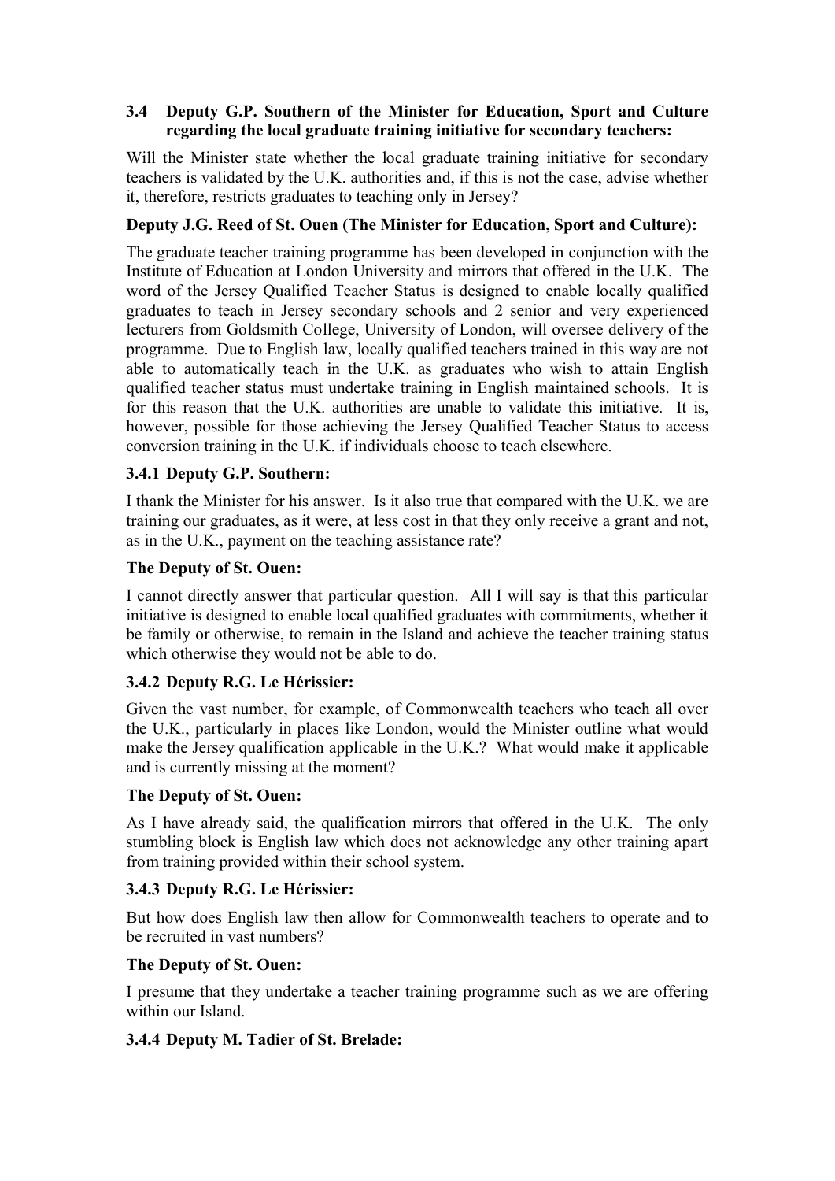### 3.4 Deputy G.P. Southern of the Minister for Education, Sport and Culture regarding the local graduate training initiative for secondary teachers:

Will the Minister state whether the local graduate training initiative for secondary teachers is validated by the U.K. authorities and, if this is not the case, advise whether it, therefore, restricts graduates to teaching only in Jersey?

**Deputy J.G. Reed of St. Ouen (The Minister for Education, Sport and Culture):**

The graduate teacher training programme has been developed in conjunction with the Institute of Education at London University and mirrors that offered in the U.K. The word of the Jersey Qualified Teacher Status is designed to enable locally qualified graduates to teach in Jersey secondary schools and 2 senior and very experienced lecturers from Goldsmith College, University of London, will oversee delivery of the programme. Due to English law, locally qualified teachers trained in this way are not able to automatically teach in the U.K. as graduates who wish to attain English qualified teacher status must undertake training in English maintained schools. It is for this reason that the U.K. authorities are unable to validate this initiative. It is, however, possible for those achieving the Jersey Qualified Teacher Status to access conversion training in the U.K. if individuals choose to teach elsewhere.

#### 3.4.1 Deputy G.P. Southern:

I thank the Minister for his answer. Is it also true that compared with the U.K. we are training our graduates, as it were, at less cost in that they only receive a grant and not, as in the U.K., payment on the teaching assistance rate?

**The Deputy of St. Ouen:**

I cannot directly answer that particular question. All I will say is that this particular initiative is designed to enable local qualified graduates with commitments, whether it be family or otherwise, to remain in the Island and achieve the teacher training status which otherwise they would not be able to do.

#### 3.4.2 Deputy R.G. Le Hérissier:

Given the vast number, for example, of Commonwealth teachers who teach all over the U.K., particularly in places like London, would the Minister outline what would make the Jersey qualification applicable in the U.K.? What would make it applicable and is currently missing at the moment?

**The Deputy of St. Ouen:**

As I have already said, the qualification mirrors that offered in the U.K. The only stumbling block is English law which does not acknowledge any other training apart from training provided within their school system.

#### 3.4.3 Deputy R.G. Le Hérissier:

But how does English law then allow for Commonwealth teachers to operate and to be recruited in vast numbers?

**The Deputy of St. Ouen:**

I presume that they undertake a teacher training programme such as we are offering within our Island.

#### 3.4.4 Deputy M. Tadier of St. Brelade: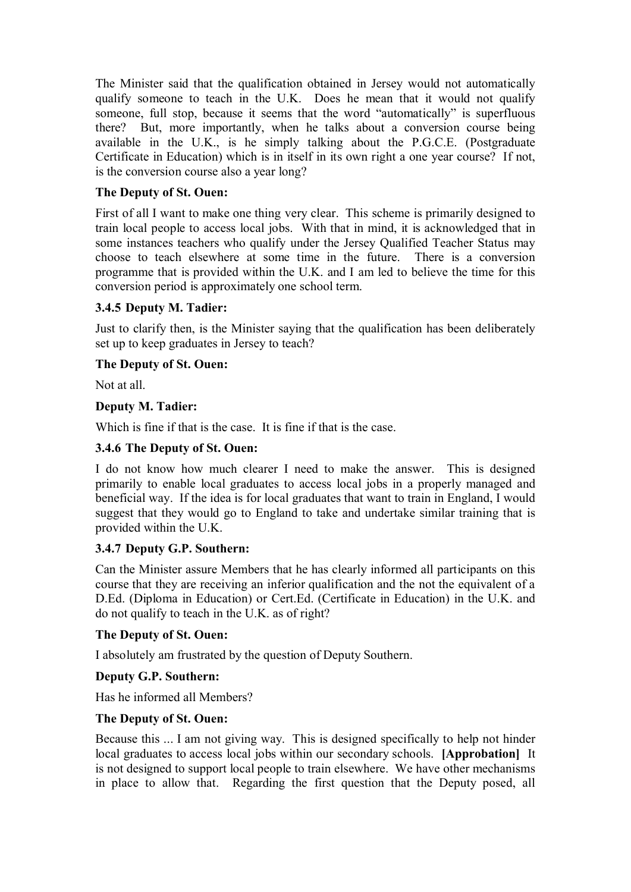The Minister said that the qualification obtained in Jersey would not automatically qualify someone to teach in the U.K. Does he mean that it would not qualify someone, full stop, because it seems that the word "automatically" is superfluous there? But, more importantly, when he talks about a conversion course being available in the U.K., is he simply talking about the P.G.C.E. (Postgraduate Certificate in Education) which is in itself in its own right a one year course? If not, is the conversion course also a year long?

**The Deputy of St. Ouen:**

First of all I want to make one thing very clear. This scheme is primarily designed to train local people to access local jobs. With that in mind, it is acknowledged that in some instances teachers who qualify under the Jersey Qualified Teacher Status may choose to teach elsewhere at some time in the future. There is a conversion programme that is provided within the U.K. and I am led to believe the time for this conversion period is approximately one school term.

**3.4.5 Deputy M. Tadier:**

Just to clarify then, is the Minister saying that the qualification has been deliberately set up to keep graduates in Jersey to teach?

**The Deputy of St. Ouen:**

Not at all.

**Deputy M. Tadier:**

Which is fine if that is the case. It is fine if that is the case.

**3.4.6 The Deputy of St. Ouen:**

I do not know how much clearer I need to make the answer. This is designed primarily to enable local graduates to access local jobs in a properly managed and beneficial way. If the idea is for local graduates that want to train in England, I would suggest that they would go to England to take and undertake similar training that is provided within the U.K.

**3.4.7 Deputy G.P. Southern:**

Can the Minister assure Members that he has clearly informed all participants on this course that they are receiving an inferior qualification and the not the equivalent of a D.Ed. (Diploma in Education) or Cert.Ed. (Certificate in Education) in the U.K. and do not qualify to teach in the U.K. as of right?

**The Deputy of St. Ouen:**

I absolutely am frustrated by the question of Deputy Southern.

**Deputy G.P. Southern:**

Has he informed all Members?

**The Deputy of St. Ouen:**

Because this ... I am not giving way. This is designed specifically to help not hinder local graduates to access local jobs within our secondary schools. **[Approbation]** It is not designed to support local people to train elsewhere. We have other mechanisms in place to allow that. Regarding the first question that the Deputy posed, all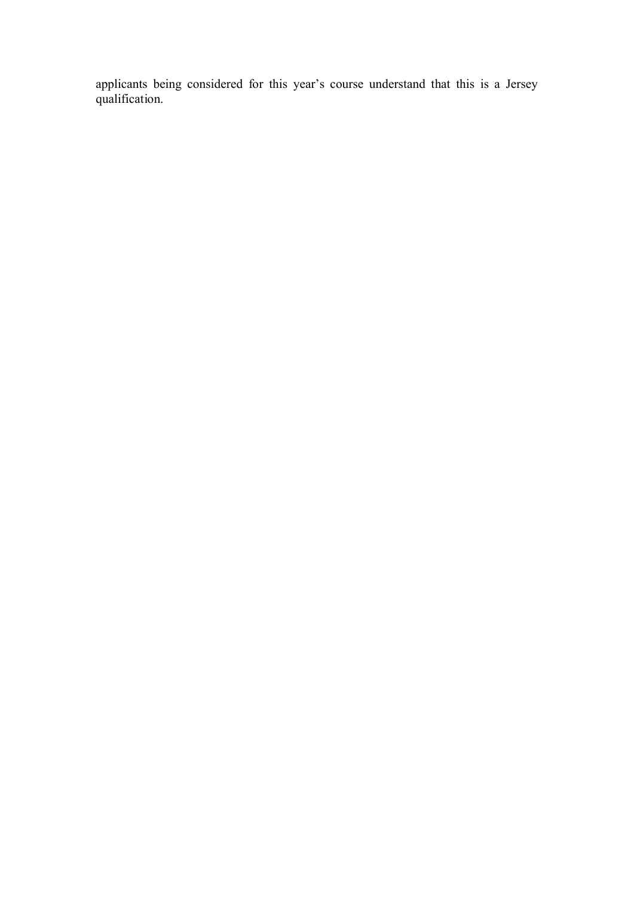applicants being considered for this year's course understand that this is a Jersey qualification.